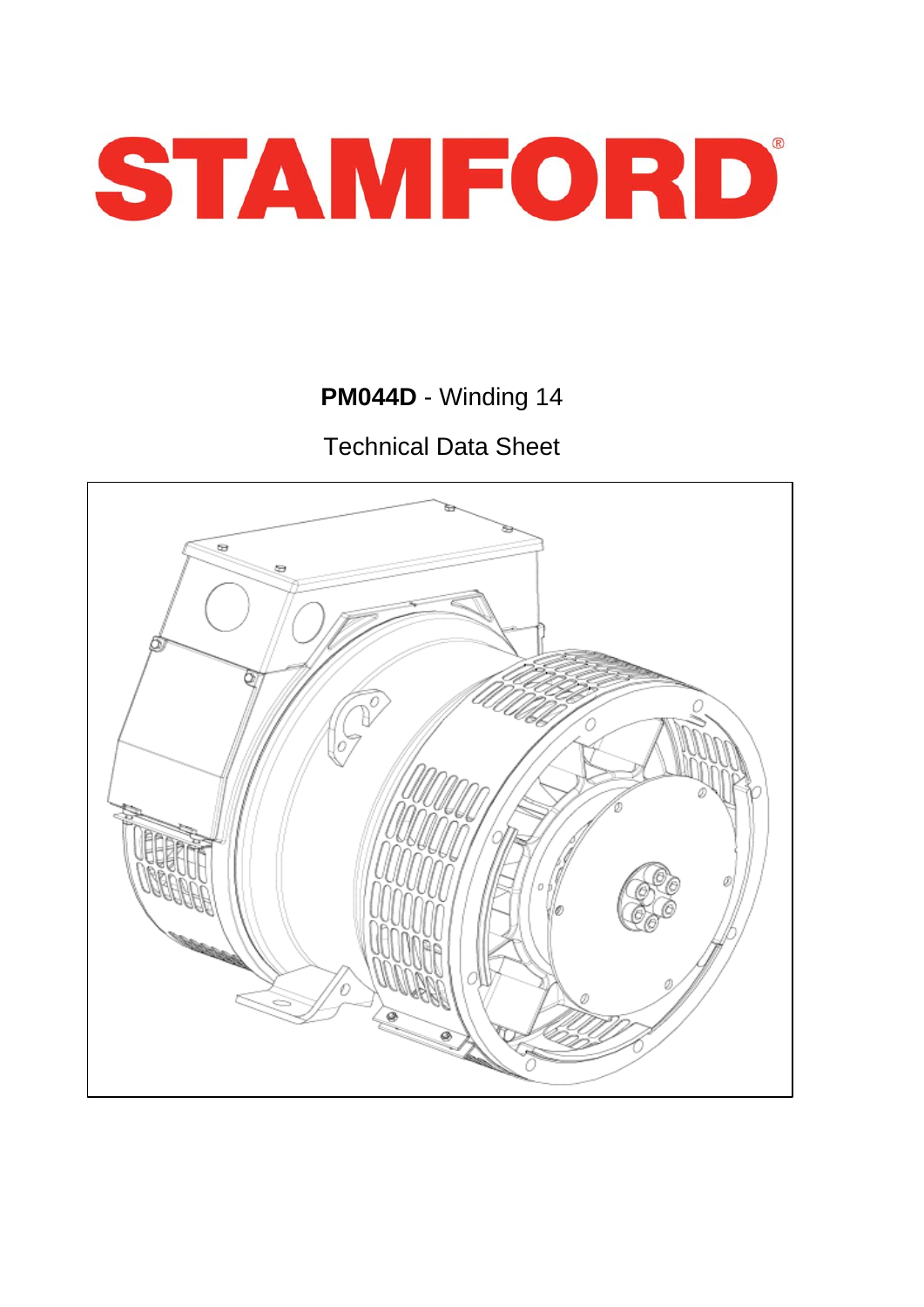# STAMFORD

**PM044D** - Winding 14

Technical Data Sheet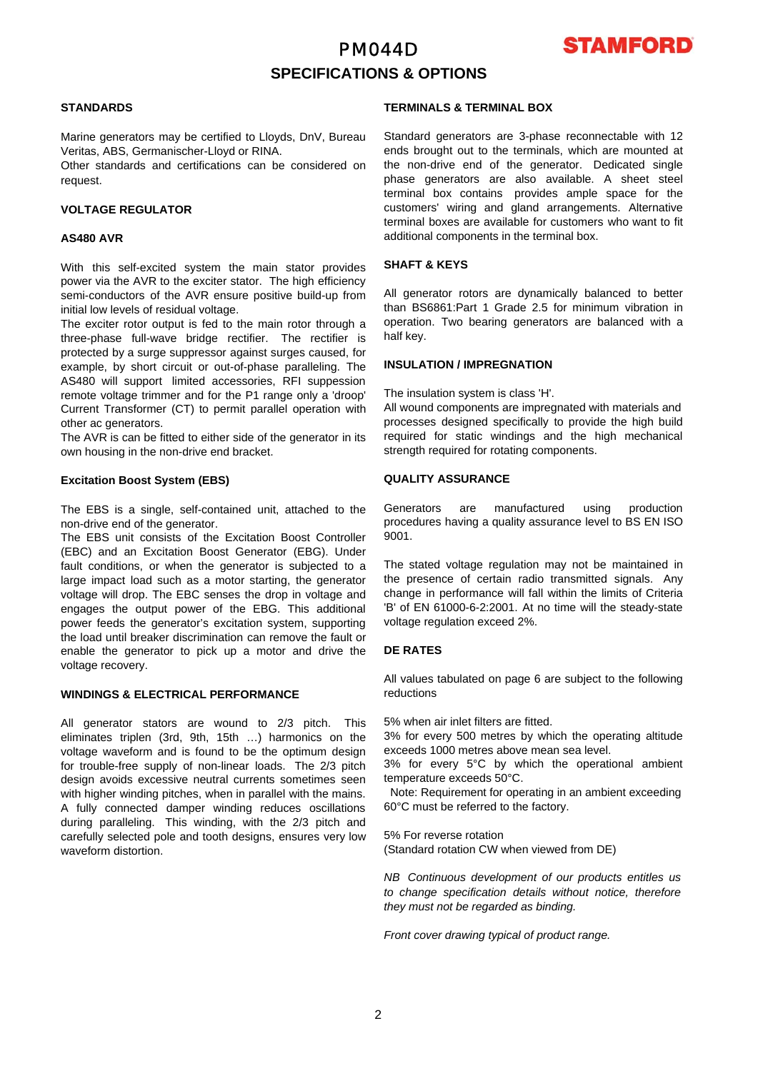# PM044D

## SPECIFICATIONS & OPTIONS

### STANDARDS

Marine generators may be certified to Lloyds, DnV, Bureau Veritas, ABS, Germanischer-Lloyd or RINA.
Other standards and certifications can be considered on request.

### VOLTAGE REGULATOR

### AS480 AVR

With this self-excited system the main stator provides power via the AVR to the exciter stator. The high efficiency semi-conductors of the AVR ensure positive build-up from initial low levels of residual voltage.
The exciter rotor output is fed to the main rotor through a three-phase full-wave bridge rectifier. The rectifier is protected by a surge suppressor against surges caused, for example, by short circuit or out-of-phase paralleling. The AS480 will support limited accessories, RFI suppession remote voltage trimmer and for the P1 range only a 'droop' Current Transformer (CT) to permit parallel operation with other ac generators.
The AVR is can be fitted to either side of the generator in its own housing in the non-drive end bracket.

### Excitation Boost System (EBS)

The EBS is a single, self-contained unit, attached to the non-drive end of the generator.
The EBS unit consists of the Excitation Boost Controller (EBC) and an Excitation Boost Generator (EBG). Under fault conditions, or when the generator is subjected to a large impact load such as a motor starting, the generator voltage will drop. The EBC senses the drop in voltage and engages the output power of the EBG. This additional power feeds the generator's excitation system, supporting the load until breaker discrimination can remove the fault or enable the generator to pick up a motor and drive the voltage recovery.

### WINDINGS & ELECTRICAL PERFORMANCE

All generator stators are wound to 2/3 pitch. This eliminates triplen (3rd, 9th, 15th …) harmonics on the voltage waveform and is found to be the optimum design for trouble-free supply of non-linear loads. The 2/3 pitch design avoids excessive neutral currents sometimes seen with higher winding pitches, when in parallel with the mains. A fully connected damper winding reduces oscillations during paralleling. This winding, with the 2/3 pitch and carefully selected pole and tooth designs, ensures very low waveform distortion.

### TERMINALS & TERMINAL BOX

Standard generators are 3-phase reconnectable with 12 ends brought out to the terminals, which are mounted at the non-drive end of the generator. Dedicated single phase generators are also available. A sheet steel terminal box contains provides ample space for the customers' wiring and gland arrangements. Alternative terminal boxes are available for customers who want to fit additional components in the terminal box.

### SHAFT & KEYS

All generator rotors are dynamically balanced to better than BS6861:Part 1 Grade 2.5 for minimum vibration in operation. Two bearing generators are balanced with a half key.

### INSULATION / IMPREGNATION

The insulation system is class 'H'.
All wound components are impregnated with materials and processes designed specifically to provide the high build required for static windings and the high mechanical strength required for rotating components.

### QUALITY ASSURANCE

Generators are manufactured using production procedures having a quality assurance level to BS EN ISO 9001.

The stated voltage regulation may not be maintained in the presence of certain radio transmitted signals. Any change in performance will fall within the limits of Criteria 'B' of EN 61000-6-2:2001. At no time will the steady-state voltage regulation exceed 2%.

### DE RATES

All values tabulated on page 6 are subject to the following reductions

5% when air inlet filters are fitted.
3% for every 500 metres by which the operating altitude exceeds 1000 metres above mean sea level.
3% for every 5°C by which the operational ambient temperature exceeds 50°C.
Note: Requirement for operating in an ambient exceeding 60°C must be referred to the factory.

5% For reverse rotation
(Standard rotation CW when viewed from DE)

*NB Continuous development of our products entitles us to change specification details without notice, therefore they must not be regarded as binding.*

*Front cover drawing typical of product range.*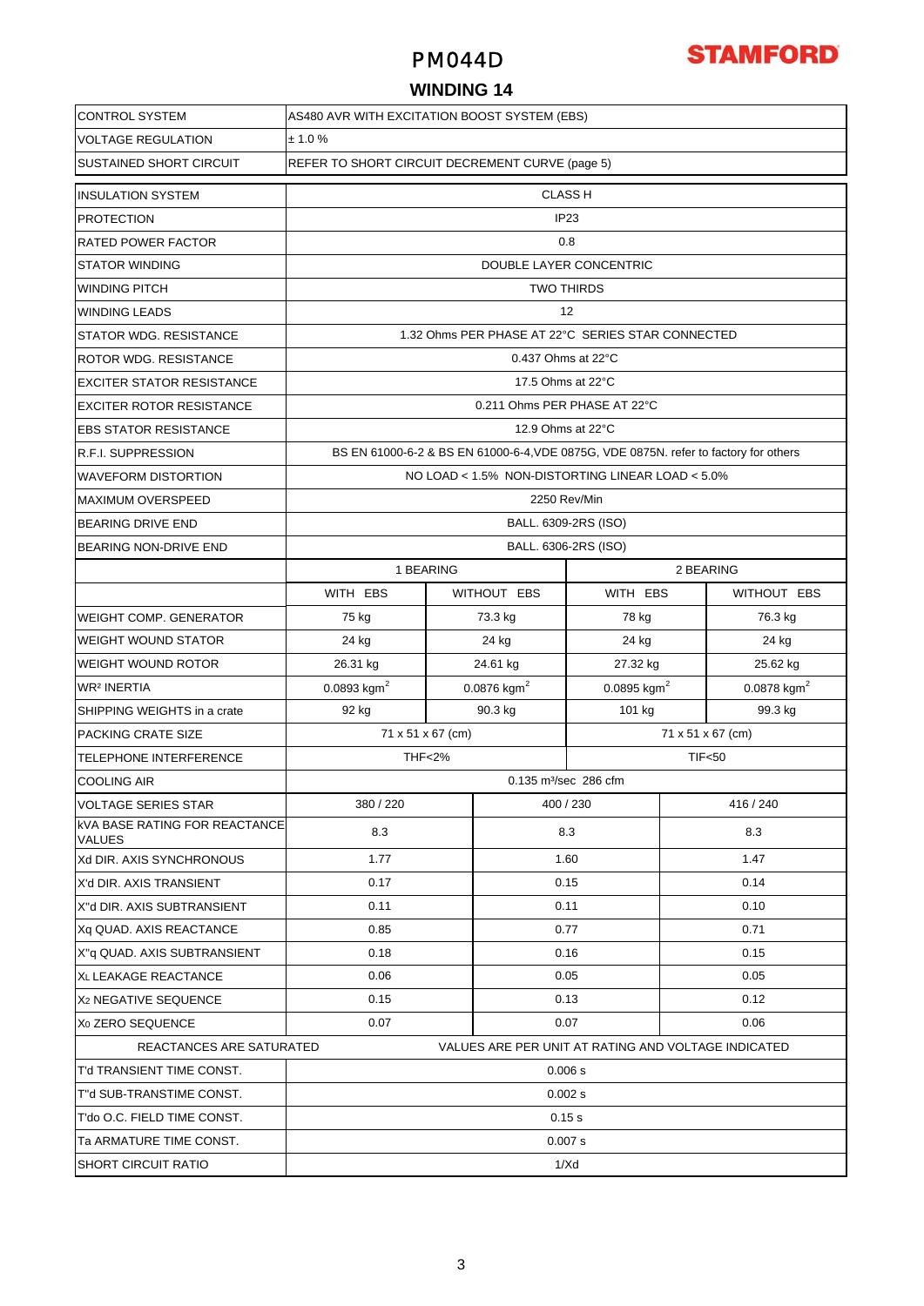# PM044D

**STAMFORD**

## WINDING 14

| | | | | |
|---|---|---|---|---|
| CONTROL SYSTEM | AS480 AVR WITH EXCITATION BOOST SYSTEM (EBS) | | | |
| VOLTAGE REGULATION | ± 1.0 % | | | |
| SUSTAINED SHORT CIRCUIT | REFER TO SHORT CIRCUIT DECREMENT CURVE (page 5) | | | |
| INSULATION SYSTEM | CLASS H | | | |
| PROTECTION | IP23 | | | |
| RATED POWER FACTOR | 0.8 | | | |
| STATOR WINDING | DOUBLE LAYER CONCENTRIC | | | |
| WINDING PITCH | TWO THIRDS | | | |
| WINDING LEADS | 12 | | | |
| STATOR WDG. RESISTANCE | 1.32 Ohms PER PHASE AT 22°C SERIES STAR CONNECTED | | | |
| ROTOR WDG. RESISTANCE | 0.437 Ohms at 22°C | | | |
| EXCITER STATOR RESISTANCE | 17.5 Ohms at 22°C | | | |
| EXCITER ROTOR RESISTANCE | 0.211 Ohms PER PHASE AT 22°C | | | |
| EBS STATOR RESISTANCE | 12.9 Ohms at 22°C | | | |
| R.F.I. SUPPRESSION | BS EN 61000-6-2 & BS EN 61000-6-4,VDE 0875G, VDE 0875N. refer to factory for others | | | |
| WAVEFORM DISTORTION | NO LOAD < 1.5% NON-DISTORTING LINEAR LOAD < 5.0% | | | |
| MAXIMUM OVERSPEED | 2250 Rev/Min | | | |
| BEARING DRIVE END | BALL. 6309-2RS (ISO) | | | |
| BEARING NON-DRIVE END | BALL. 6306-2RS (ISO) | | | |
| | 1 BEARING | | 2 BEARING | |
| | WITH EBS | WITHOUT EBS | WITH EBS | WITHOUT EBS |
| WEIGHT COMP. GENERATOR | 75 kg | 73.3 kg | 78 kg | 76.3 kg |
| WEIGHT WOUND STATOR | 24 kg | 24 kg | 24 kg | 24 kg |
| WEIGHT WOUND ROTOR | 26.31 kg | 24.61 kg | 27.32 kg | 25.62 kg |
| $WR^2$ INERTIA | 0.0893 $kgm^2$ | 0.0876 $kgm^2$ | 0.0895 $kgm^2$ | 0.0878 $kgm^2$ |
| SHIPPING WEIGHTS in a crate | 92 kg | 90.3 kg | 101 kg | 99.3 kg |
| PACKING CRATE SIZE | 71 x 51 x 67 (cm) | | 71 x 51 x 67 (cm) | |
| TELEPHONE INTERFERENCE | THF<2% | | TIF<50 | |
| COOLING AIR | 0.135 $m^3$/sec 286 cfm | | | |

| | | | |
|---|---|---|---|
| VOLTAGE SERIES STAR | 380 / 220 | 400 / 230 | 416 / 240 |
| kVA BASE RATING FOR REACTANCE VALUES | 8.3 | 8.3 | 8.3 |
| Xd DIR. AXIS SYNCHRONOUS | 1.77 | 1.60 | 1.47 |
| X'd DIR. AXIS TRANSIENT | 0.17 | 0.15 | 0.14 |
| X''d DIR. AXIS SUBTRANSIENT | 0.11 | 0.11 | 0.10 |
| Xq QUAD. AXIS REACTANCE | 0.85 | 0.77 | 0.71 |
| X''q QUAD. AXIS SUBTRANSIENT | 0.18 | 0.16 | 0.15 |
| $X_L$ LEAKAGE REACTANCE | 0.06 | 0.05 | 0.05 |
| $X_2$ NEGATIVE SEQUENCE | 0.15 | 0.13 | 0.12 |
| $X_0$ ZERO SEQUENCE | 0.07 | 0.07 | 0.06 |
| REACTANCES ARE SATURATED | VALUES ARE PER UNIT AT RATING AND VOLTAGE INDICATED | | |
| T'd TRANSIENT TIME CONST. | 0.006 s | | |
| T''d SUB-TRANSTIME CONST. | 0.002 s | | |
| T'do O.C. FIELD TIME CONST. | 0.15 s | | |
| Ta ARMATURE TIME CONST. | 0.007 s | | |
| SHORT CIRCUIT RATIO | 1/Xd | | |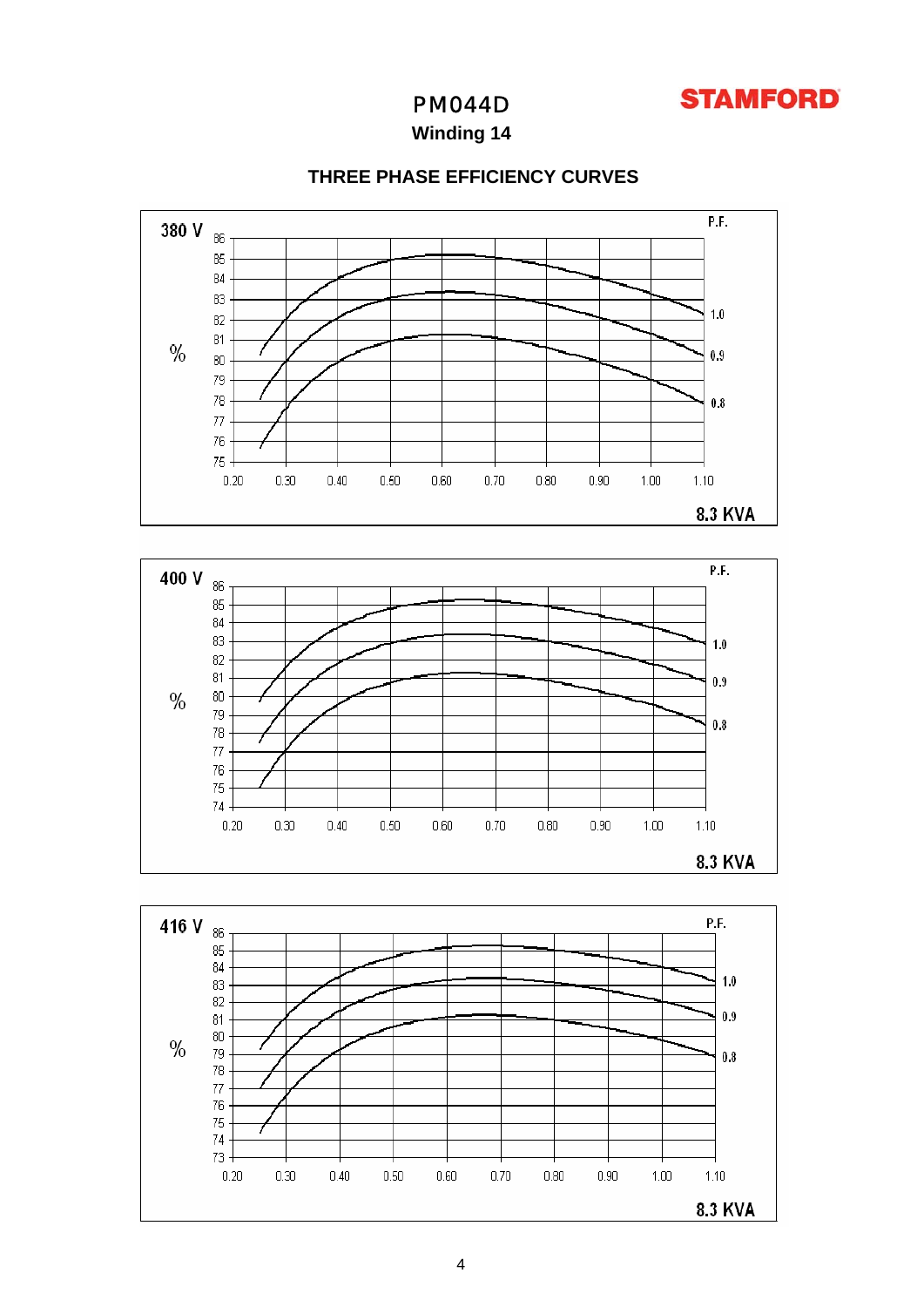# PM044D

## Winding 14

STAMFORD

### THREE PHASE EFFICIENCY CURVES

**380 V**

| % | P.F. |
|---|---|
| Curves | 1.0, 0.9, 0.8 |

Y-axis: 75, 76, 77, 78, 79, 80, 81, 82, 83, 84, 85, 86

X-axis: 0.20, 0.30, 0.40, 0.50, 0.60, 0.70, 0.80, 0.90, 1.00, 1.10

8.3 KVA

**400 V**

| % | P.F. |
|---|---|
| Curves | 1.0, 0.9, 0.8 |

Y-axis: 74, 75, 76, 77, 78, 79, 80, 81, 82, 83, 84, 85, 86

X-axis: 0.20, 0.30, 0.40, 0.50, 0.60, 0.70, 0.80, 0.90, 1.00, 1.10

8.3 KVA

**416 V**

| % | P.F. |
|---|---|
| Curves | 1.0, 0.9, 0.8 |

Y-axis: 73, 74, 75, 76, 77, 78, 79, 80, 81, 82, 83, 84, 85, 86

X-axis: 0.20, 0.30, 0.40, 0.50, 0.60, 0.70, 0.80, 0.90, 1.00, 1.10

8.3 KVA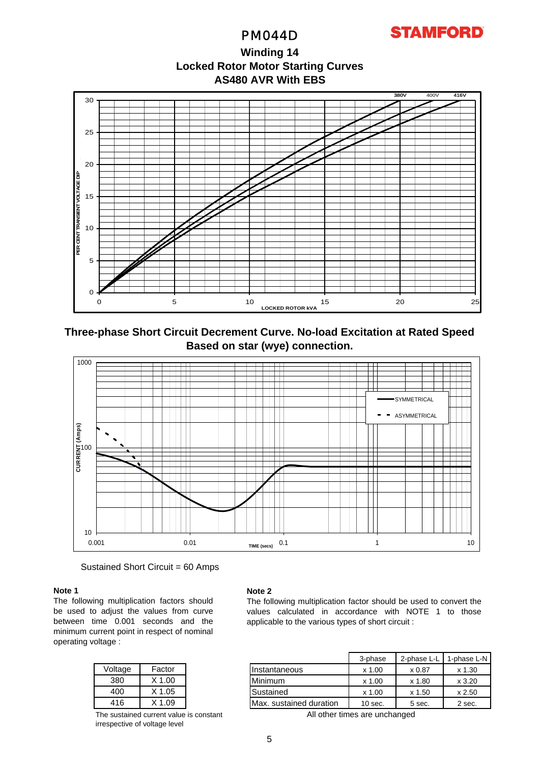PM044D

STAMFORD

## Winding 14
## Locked Rotor Motor Starting Curves
## AS480 AVR With EBS

380V 400V 416V

PER CENT TRANSIENT VOLTAGE DIP

LOCKED ROTOR kVA

## Three-phase Short Circuit Decrement Curve. No-load Excitation at Rated Speed
## Based on star (wye) connection.

SYMMETRICAL

ASYMMETRICAL

CURRENT (Amps)

TIME (secs)

Sustained Short Circuit = 60 Amps

**Note 1**

The following multiplication factors should be used to adjust the values from curve between time 0.001 seconds and the minimum current point in respect of nominal operating voltage :

| Voltage | Factor |
|---|---|
| 380 | X 1.00 |
| 400 | X 1.05 |
| 416 | X 1.09 |

The sustained current value is constant irrespective of voltage level

**Note 2**

The following multiplication factor should be used to convert the values calculated in accordance with NOTE 1 to those applicable to the various types of short circuit :

| | 3-phase | 2-phase L-L | 1-phase L-N |
|---|---|---|---|
| Instantaneous | x 1.00 | x 0.87 | x 1.30 |
| Minimum | x 1.00 | x 1.80 | x 3.20 |
| Sustained | x 1.00 | x 1.50 | x 2.50 |
| Max. sustained duration | 10 sec. | 5 sec. | 2 sec. |

All other times are unchanged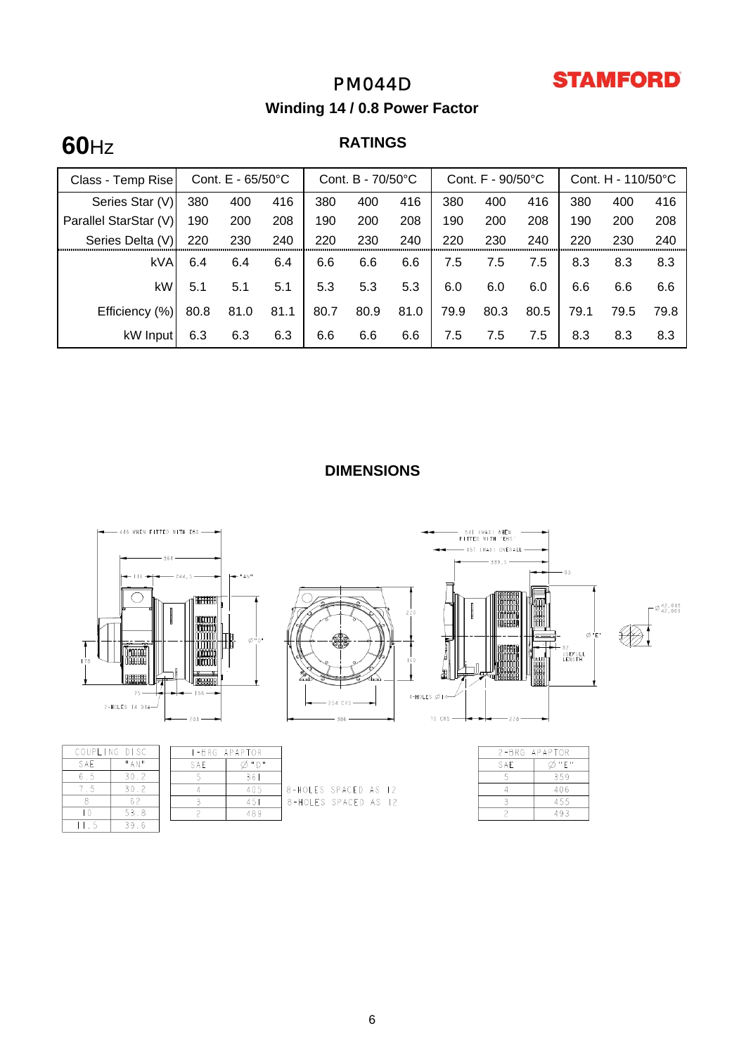# PM044D

STAMFORD

**Winding 14 / 0.8 Power Factor**

**60**Hz

## RATINGS

| Class - Temp Rise | Cont. E - 65/50°C | | | Cont. B - 70/50°C | | | Cont. F - 90/50°C | | | Cont. H - 110/50°C | | |
|---|---|---|---|---|---|---|---|---|---|---|---|---|
| Series Star (V) | 380 | 400 | 416 | 380 | 400 | 416 | 380 | 400 | 416 | 380 | 400 | 416 |
| Parallel StarStar (V) | 190 | 200 | 208 | 190 | 200 | 208 | 190 | 200 | 208 | 190 | 200 | 208 |
| Series Delta (V) | 220 | 230 | 240 | 220 | 230 | 240 | 220 | 230 | 240 | 220 | 230 | 240 |
| kVA | 6.4 | 6.4 | 6.4 | 6.6 | 6.6 | 6.6 | 7.5 | 7.5 | 7.5 | 8.3 | 8.3 | 8.3 |
| kW | 5.1 | 5.1 | 5.1 | 5.3 | 5.3 | 5.3 | 6.0 | 6.0 | 6.0 | 6.6 | 6.6 | 6.6 |
| Efficiency (%) | 80.8 | 81.0 | 81.1 | 80.7 | 80.9 | 81.0 | 79.9 | 80.3 | 80.5 | 79.1 | 79.5 | 79.8 |
| kW Input | 6.3 | 6.3 | 6.3 | 6.6 | 6.6 | 6.6 | 7.5 | 7.5 | 7.5 | 8.3 | 8.3 | 8.3 |

## DIMENSIONS

448 WHEN FITTED WITH EBS
364
116
244.5
"AN"
Ø"D"
178
75
156
2-HOLES 14 DIA
203
220
160
254 CRS
386
541 (MAX) WHEN FITTED WITH "EBS"
457 (MAX) OVERALL
339.5
85
Ø"E"
82 USEFULL LENGTH
4-HOLES Ø14
70 CRS
228
Ø 42.018 / 42.003

| COUPLING DISC | |
|---|---|
| SAE | "AN" |
| 6.5 | 30.2 |
| 7.5 | 30.2 |
| 8 | 62 |
| 10 | 53.8 |
| 11.5 | 39.6 |

| 1-BRG ADAPTOR | | |
|---|---|---|
| SAE | Ø "D" | |
| 5 | 361 | |
| 4 | 405 | |
| 3 | 451 | 8-HOLES SPACED AS 12 |
| 2 | 489 | 8-HOLES SPACED AS 12 |

| 2-BRG ADAPTOR | |
|---|---|
| SAE | Ø "E" |
| 5 | 359 |
| 4 | 406 |
| 3 | 455 |
| 2 | 493 |